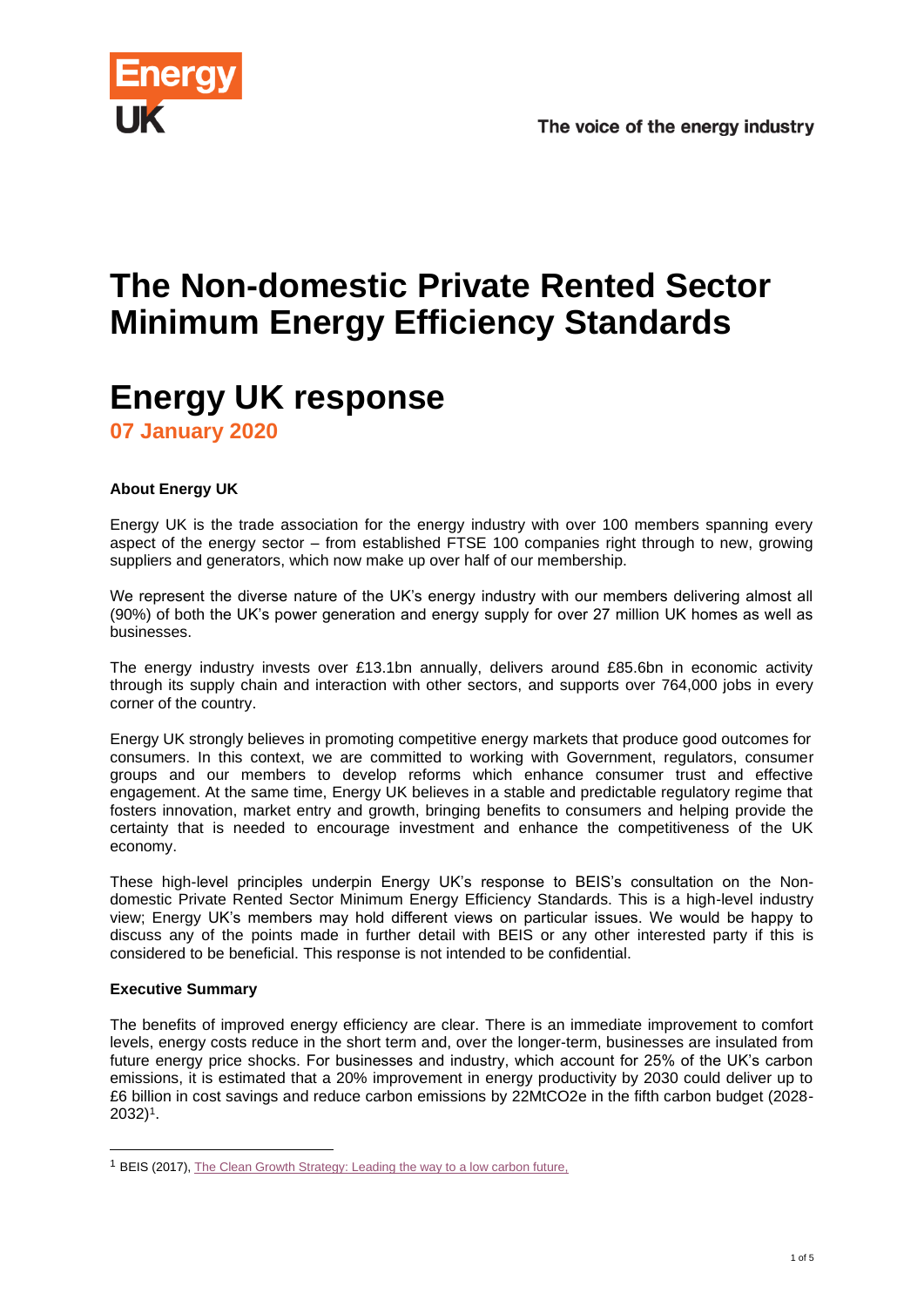Energy UK

The voice of the energy industry

# The Non-domestic Private Rented Sector Minimum Energy Efficiency Standards

# Energy UK response

**07 January 2020**

### About Energy UK

Energy UK is the trade association for the energy industry with over 100 members spanning every aspect of the energy sector – from established FTSE 100 companies right through to new, growing suppliers and generators, which now make up over half of our membership.

We represent the diverse nature of the UK's energy industry with our members delivering almost all (90%) of both the UK's power generation and energy supply for over 27 million UK homes as well as businesses.

The energy industry invests over £13.1bn annually, delivers around £85.6bn in economic activity through its supply chain and interaction with other sectors, and supports over 764,000 jobs in every corner of the country.

Energy UK strongly believes in promoting competitive energy markets that produce good outcomes for consumers. In this context, we are committed to working with Government, regulators, consumer groups and our members to develop reforms which enhance consumer trust and effective engagement. At the same time, Energy UK believes in a stable and predictable regulatory regime that fosters innovation, market entry and growth, bringing benefits to consumers and helping provide the certainty that is needed to encourage investment and enhance the competitiveness of the UK economy.

These high-level principles underpin Energy UK's response to BEIS's consultation on the Non-domestic Private Rented Sector Minimum Energy Efficiency Standards. This is a high-level industry view; Energy UK's members may hold different views on particular issues. We would be happy to discuss any of the points made in further detail with BEIS or any other interested party if this is considered to be beneficial. This response is not intended to be confidential.

### Executive Summary

The benefits of improved energy efficiency are clear. There is an immediate improvement to comfort levels, energy costs reduce in the short term and, over the longer-term, businesses are insulated from future energy price shocks. For businesses and industry, which account for 25% of the UK's carbon emissions, it is estimated that a 20% improvement in energy productivity by 2030 could deliver up to £6 billion in cost savings and reduce carbon emissions by 22MtCO2e in the fifth carbon budget (2028-2032)[1].

[1] BEIS (2017), The Clean Growth Strategy: Leading the way to a low carbon future,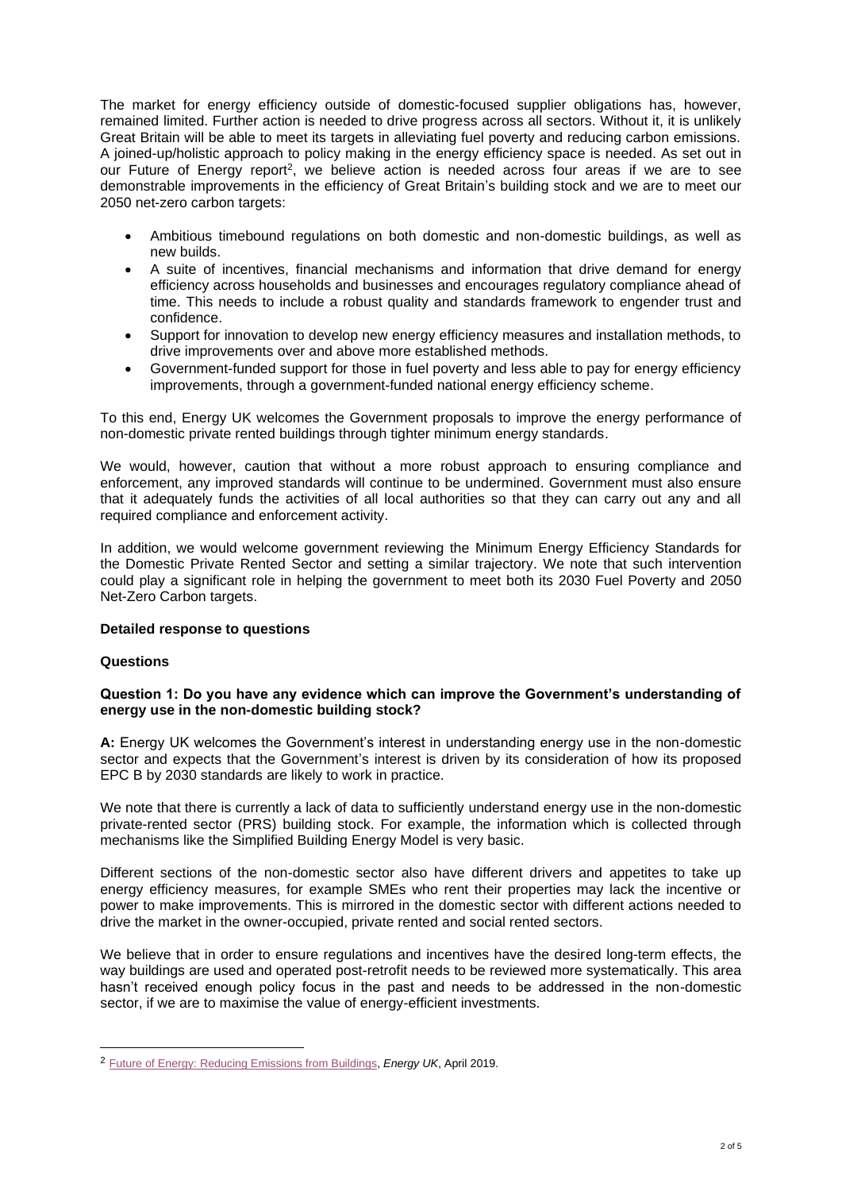The market for energy efficiency outside of domestic-focused supplier obligations has, however, remained limited. Further action is needed to drive progress across all sectors. Without it, it is unlikely Great Britain will be able to meet its targets in alleviating fuel poverty and reducing carbon emissions. A joined-up/holistic approach to policy making in the energy efficiency space is needed. As set out in our Future of Energy report[2], we believe action is needed across four areas if we are to see demonstrable improvements in the efficiency of Great Britain's building stock and we are to meet our 2050 net-zero carbon targets:

- Ambitious timebound regulations on both domestic and non-domestic buildings, as well as new builds.
- A suite of incentives, financial mechanisms and information that drive demand for energy efficiency across households and businesses and encourages regulatory compliance ahead of time. This needs to include a robust quality and standards framework to engender trust and confidence.
- Support for innovation to develop new energy efficiency measures and installation methods, to drive improvements over and above more established methods.
- Government-funded support for those in fuel poverty and less able to pay for energy efficiency improvements, through a government-funded national energy efficiency scheme.

To this end, Energy UK welcomes the Government proposals to improve the energy performance of non-domestic private rented buildings through tighter minimum energy standards.

We would, however, caution that without a more robust approach to ensuring compliance and enforcement, any improved standards will continue to be undermined. Government must also ensure that it adequately funds the activities of all local authorities so that they can carry out any and all required compliance and enforcement activity.

In addition, we would welcome government reviewing the Minimum Energy Efficiency Standards for the Domestic Private Rented Sector and setting a similar trajectory. We note that such intervention could play a significant role in helping the government to meet both its 2030 Fuel Poverty and 2050 Net-Zero Carbon targets.

**Detailed response to questions**

**Questions**

**Question 1: Do you have any evidence which can improve the Government's understanding of energy use in the non-domestic building stock?**

**A:** Energy UK welcomes the Government's interest in understanding energy use in the non-domestic sector and expects that the Government's interest is driven by its consideration of how its proposed EPC B by 2030 standards are likely to work in practice.

We note that there is currently a lack of data to sufficiently understand energy use in the non-domestic private-rented sector (PRS) building stock. For example, the information which is collected through mechanisms like the Simplified Building Energy Model is very basic.

Different sections of the non-domestic sector also have different drivers and appetites to take up energy efficiency measures, for example SMEs who rent their properties may lack the incentive or power to make improvements. This is mirrored in the domestic sector with different actions needed to drive the market in the owner-occupied, private rented and social rented sectors.

We believe that in order to ensure regulations and incentives have the desired long-term effects, the way buildings are used and operated post-retrofit needs to be reviewed more systematically. This area hasn't received enough policy focus in the past and needs to be addressed in the non-domestic sector, if we are to maximise the value of energy-efficient investments.

[2] Future of Energy: Reducing Emissions from Buildings, *Energy UK*, April 2019.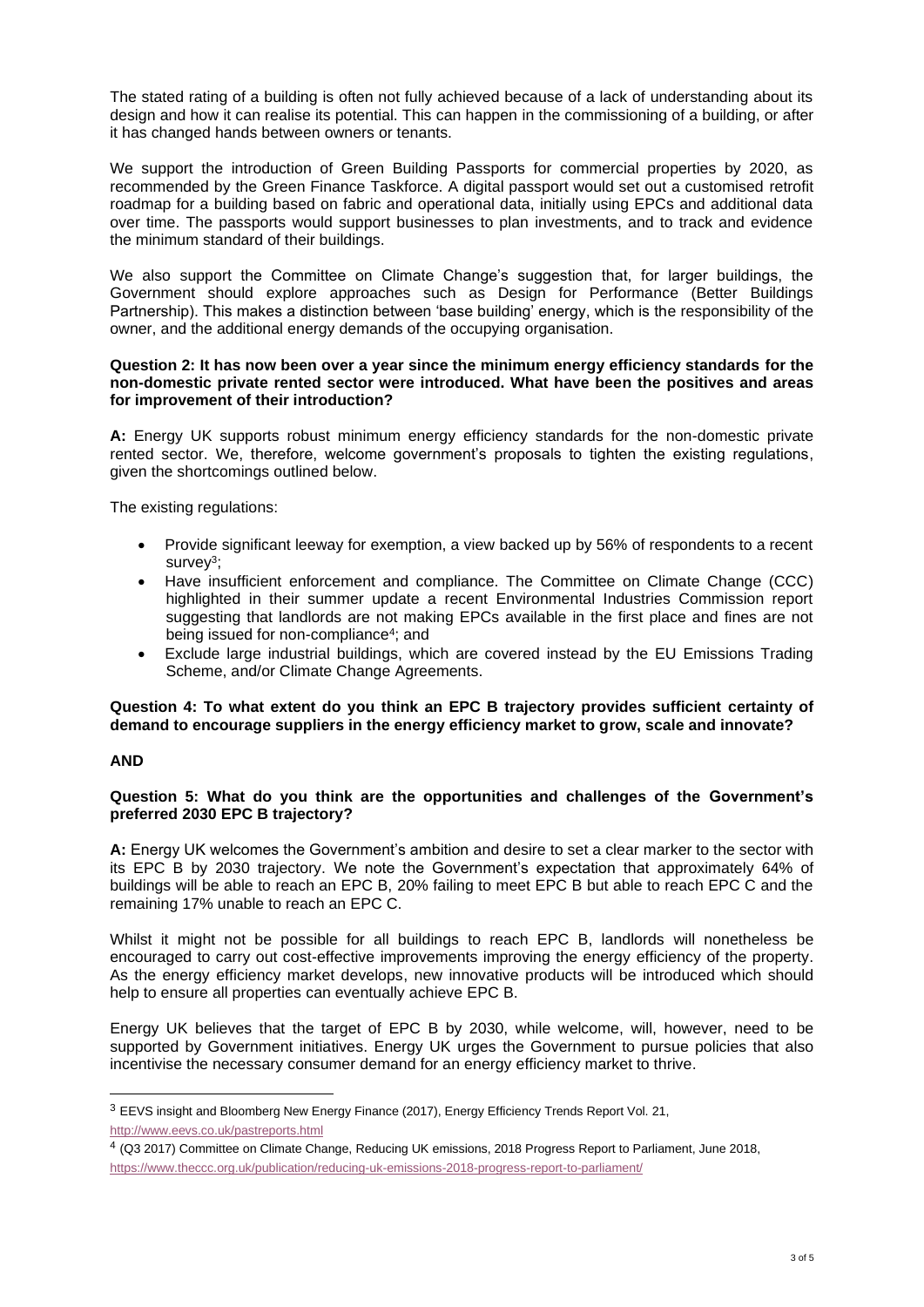The stated rating of a building is often not fully achieved because of a lack of understanding about its design and how it can realise its potential. This can happen in the commissioning of a building, or after it has changed hands between owners or tenants.

We support the introduction of Green Building Passports for commercial properties by 2020, as recommended by the Green Finance Taskforce. A digital passport would set out a customised retrofit roadmap for a building based on fabric and operational data, initially using EPCs and additional data over time. The passports would support businesses to plan investments, and to track and evidence the minimum standard of their buildings.

We also support the Committee on Climate Change's suggestion that, for larger buildings, the Government should explore approaches such as Design for Performance (Better Buildings Partnership). This makes a distinction between 'base building' energy, which is the responsibility of the owner, and the additional energy demands of the occupying organisation.

**Question 2: It has now been over a year since the minimum energy efficiency standards for the non-domestic private rented sector were introduced. What have been the positives and areas for improvement of their introduction?**

**A:** Energy UK supports robust minimum energy efficiency standards for the non-domestic private rented sector. We, therefore, welcome government's proposals to tighten the existing regulations, given the shortcomings outlined below.

The existing regulations:

- Provide significant leeway for exemption, a view backed up by 56% of respondents to a recent survey[3];
- Have insufficient enforcement and compliance. The Committee on Climate Change (CCC) highlighted in their summer update a recent Environmental Industries Commission report suggesting that landlords are not making EPCs available in the first place and fines are not being issued for non-compliance[4]; and
- Exclude large industrial buildings, which are covered instead by the EU Emissions Trading Scheme, and/or Climate Change Agreements.

**Question 4: To what extent do you think an EPC B trajectory provides sufficient certainty of demand to encourage suppliers in the energy efficiency market to grow, scale and innovate?**

**AND**

**Question 5: What do you think are the opportunities and challenges of the Government's preferred 2030 EPC B trajectory?**

**A:** Energy UK welcomes the Government's ambition and desire to set a clear marker to the sector with its EPC B by 2030 trajectory. We note the Government's expectation that approximately 64% of buildings will be able to reach an EPC B, 20% failing to meet EPC B but able to reach EPC C and the remaining 17% unable to reach an EPC C.

Whilst it might not be possible for all buildings to reach EPC B, landlords will nonetheless be encouraged to carry out cost-effective improvements improving the energy efficiency of the property. As the energy efficiency market develops, new innovative products will be introduced which should help to ensure all properties can eventually achieve EPC B.

Energy UK believes that the target of EPC B by 2030, while welcome, will, however, need to be supported by Government initiatives. Energy UK urges the Government to pursue policies that also incentivise the necessary consumer demand for an energy efficiency market to thrive.

---

[3] EEVS insight and Bloomberg New Energy Finance (2017), Energy Efficiency Trends Report Vol. 21, http://www.eevs.co.uk/pastreports.html

[4] (Q3 2017) Committee on Climate Change, Reducing UK emissions, 2018 Progress Report to Parliament, June 2018, https://www.theccc.org.uk/publication/reducing-uk-emissions-2018-progress-report-to-parliament/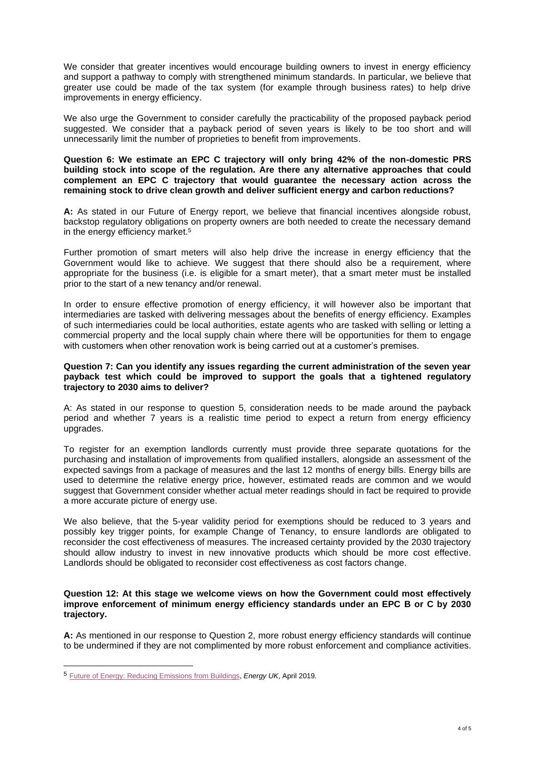We consider that greater incentives would encourage building owners to invest in energy efficiency and support a pathway to comply with strengthened minimum standards. In particular, we believe that greater use could be made of the tax system (for example through business rates) to help drive improvements in energy efficiency.

We also urge the Government to consider carefully the practicability of the proposed payback period suggested. We consider that a payback period of seven years is likely to be too short and will unnecessarily limit the number of proprieties to benefit from improvements.

**Question 6: We estimate an EPC C trajectory will only bring 42% of the non-domestic PRS building stock into scope of the regulation. Are there any alternative approaches that could complement an EPC C trajectory that would guarantee the necessary action across the remaining stock to drive clean growth and deliver sufficient energy and carbon reductions?**

**A:** As stated in our Future of Energy report, we believe that financial incentives alongside robust, backstop regulatory obligations on property owners are both needed to create the necessary demand in the energy efficiency market.[5]

Further promotion of smart meters will also help drive the increase in energy efficiency that the Government would like to achieve. We suggest that there should also be a requirement, where appropriate for the business (i.e. is eligible for a smart meter), that a smart meter must be installed prior to the start of a new tenancy and/or renewal.

In order to ensure effective promotion of energy efficiency, it will however also be important that intermediaries are tasked with delivering messages about the benefits of energy efficiency. Examples of such intermediaries could be local authorities, estate agents who are tasked with selling or letting a commercial property and the local supply chain where there will be opportunities for them to engage with customers when other renovation work is being carried out at a customer's premises.

**Question 7: Can you identify any issues regarding the current administration of the seven year payback test which could be improved to support the goals that a tightened regulatory trajectory to 2030 aims to deliver?**

A: As stated in our response to question 5, consideration needs to be made around the payback period and whether 7 years is a realistic time period to expect a return from energy efficiency upgrades.

To register for an exemption landlords currently must provide three separate quotations for the purchasing and installation of improvements from qualified installers, alongside an assessment of the expected savings from a package of measures and the last 12 months of energy bills. Energy bills are used to determine the relative energy price, however, estimated reads are common and we would suggest that Government consider whether actual meter readings should in fact be required to provide a more accurate picture of energy use.

We also believe, that the 5-year validity period for exemptions should be reduced to 3 years and possibly key trigger points, for example Change of Tenancy, to ensure landlords are obligated to reconsider the cost effectiveness of measures. The increased certainty provided by the 2030 trajectory should allow industry to invest in new innovative products which should be more cost effective. Landlords should be obligated to reconsider cost effectiveness as cost factors change.

**Question 12: At this stage we welcome views on how the Government could most effectively improve enforcement of minimum energy efficiency standards under an EPC B or C by 2030 trajectory.**

**A:** As mentioned in our response to Question 2, more robust energy efficiency standards will continue to be undermined if they are not complimented by more robust enforcement and compliance activities.

---

[5] Future of Energy: Reducing Emissions from Buildings, *Energy UK*, April 2019.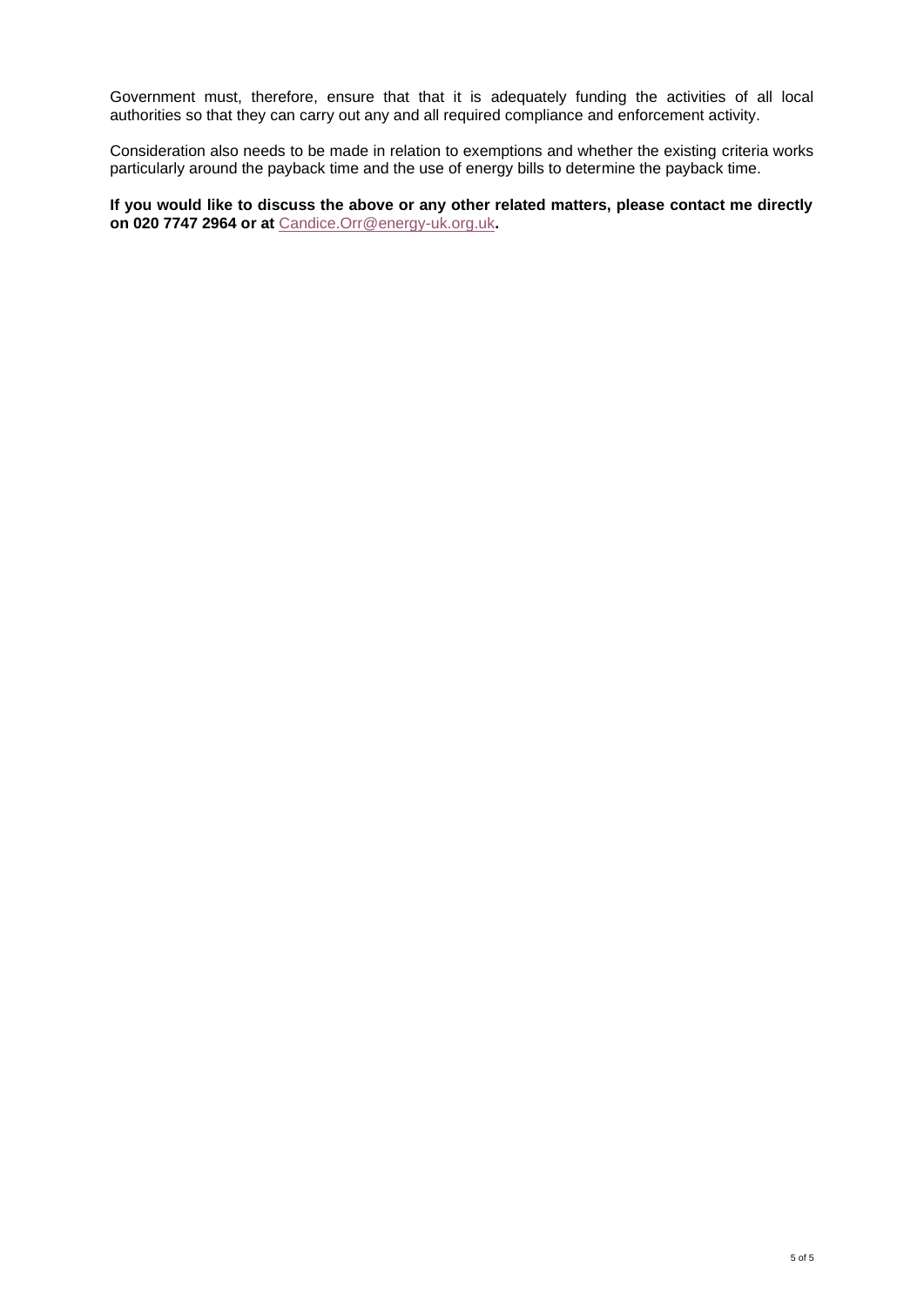Government must, therefore, ensure that that it is adequately funding the activities of all local authorities so that they can carry out any and all required compliance and enforcement activity.

Consideration also needs to be made in relation to exemptions and whether the existing criteria works particularly around the payback time and the use of energy bills to determine the payback time.

**If you would like to discuss the above or any other related matters, please contact me directly on 020 7747 2964 or at** Candice.Orr@energy-uk.org.uk**.**